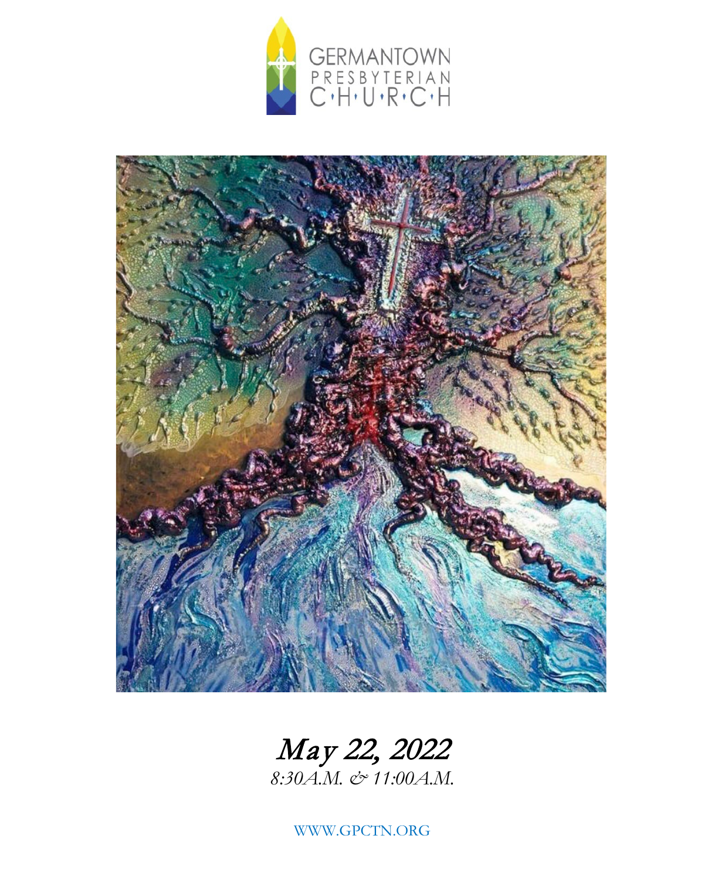GERMANTOWN PRESBYTERIAN CHURCH

*May 22, 2022*

*8:30A.M. & 11:00A.M.*

WWW.GPCTN.ORG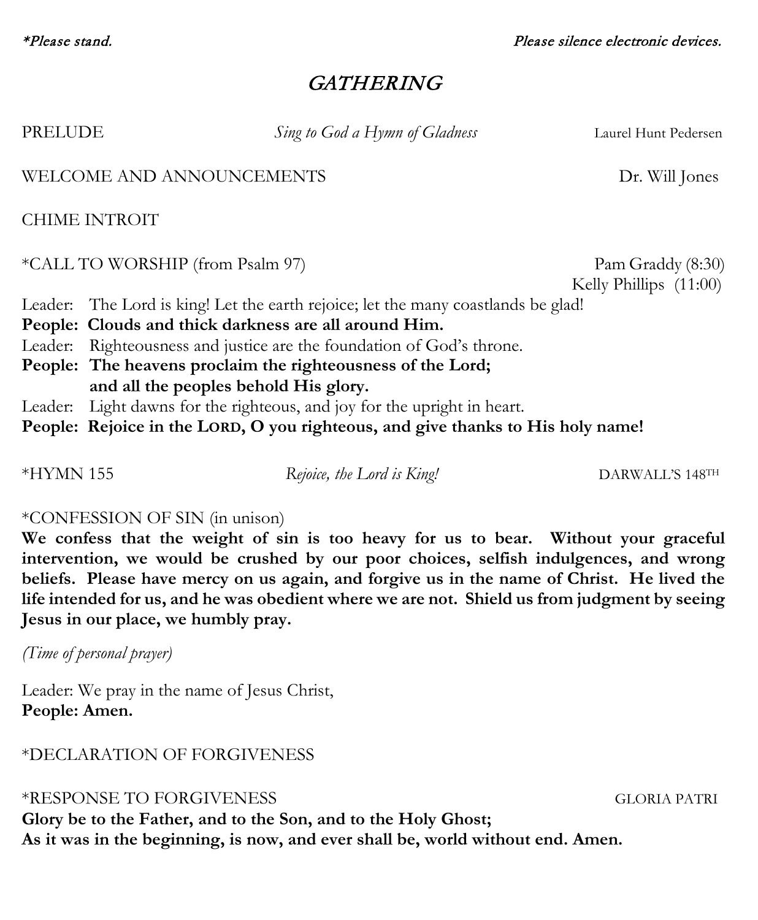*Please stand. Please silence electronic devices.

# GATHERING

PRELUDE *Sing to God a Hymn of Gladness* Laurel Hunt Pedersen

WELCOME AND ANNOUNCEMENTS Dr. Will Jones

CHIME INTROIT

*CALL TO WORSHIP (from Psalm 97) Pam Graddy (8:30)
Kelly Phillips (11:00)

Leader: The Lord is king! Let the earth rejoice; let the many coastlands be glad!
**People: Clouds and thick darkness are all around Him.**
Leader: Righteousness and justice are the foundation of God's throne.
**People: The heavens proclaim the righteousness of the Lord;
and all the peoples behold His glory.**
Leader: Light dawns for the righteous, and joy for the upright in heart.
**People: Rejoice in the LORD, O you righteous, and give thanks to His holy name!**

*HYMN 155 *Rejoice, the Lord is King!* DARWALL'S 148TH

*CONFESSION OF SIN (in unison)
**We confess that the weight of sin is too heavy for us to bear. Without your graceful intervention, we would be crushed by our poor choices, selfish indulgences, and wrong beliefs. Please have mercy on us again, and forgive us in the name of Christ. He lived the life intended for us, and he was obedient where we are not. Shield us from judgment by seeing Jesus in our place, we humbly pray.**

*(Time of personal prayer)*

Leader: We pray in the name of Jesus Christ,
**People: Amen.**

*DECLARATION OF FORGIVENESS

*RESPONSE TO FORGIVENESS GLORIA PATRI
**Glory be to the Father, and to the Son, and to the Holy Ghost;
As it was in the beginning, is now, and ever shall be, world without end. Amen.**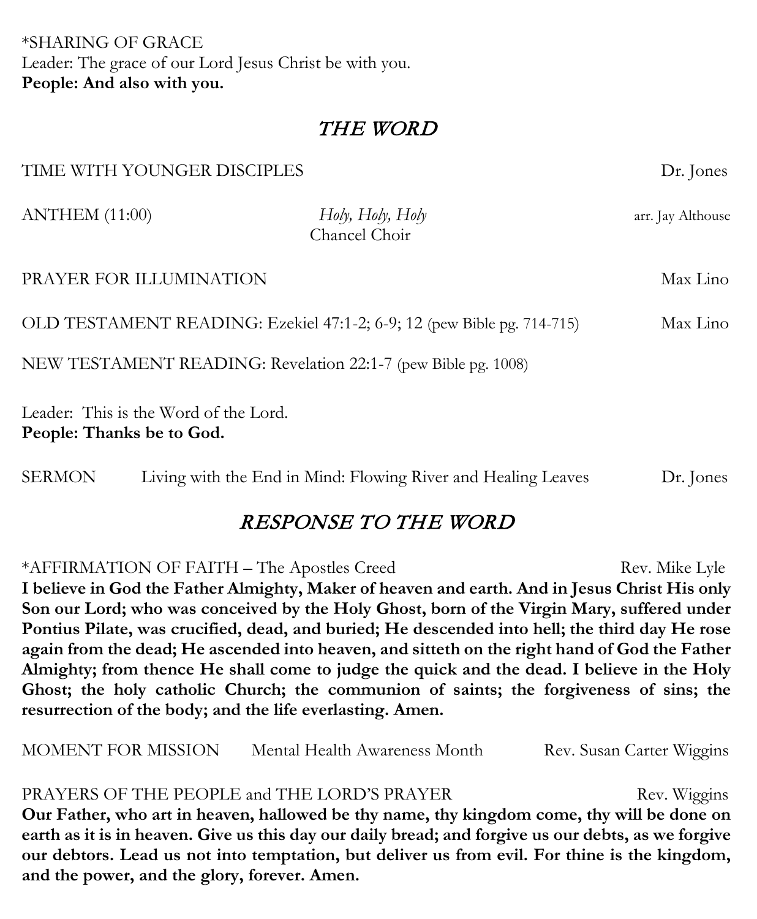*SHARING OF GRACE
Leader: The grace of our Lord Jesus Christ be with you.
**People: And also with you.**

## *THE WORD*

TIME WITH YOUNGER DISCIPLES Dr. Jones

ANTHEM (11:00) *Holy, Holy, Holy* arr. Jay Althouse
Chancel Choir

PRAYER FOR ILLUMINATION Max Lino

OLD TESTAMENT READING: Ezekiel 47:1-2; 6-9; 12 (pew Bible pg. 714-715) Max Lino

NEW TESTAMENT READING: Revelation 22:1-7 (pew Bible pg. 1008)

Leader: This is the Word of the Lord.
**People: Thanks be to God.**

SERMON Living with the End in Mind: Flowing River and Healing Leaves Dr. Jones

## *RESPONSE TO THE WORD*

*AFFIRMATION OF FAITH – The Apostles Creed Rev. Mike Lyle
**I believe in God the Father Almighty, Maker of heaven and earth. And in Jesus Christ His only Son our Lord; who was conceived by the Holy Ghost, born of the Virgin Mary, suffered under Pontius Pilate, was crucified, dead, and buried; He descended into hell; the third day He rose again from the dead; He ascended into heaven, and sitteth on the right hand of God the Father Almighty; from thence He shall come to judge the quick and the dead. I believe in the Holy Ghost; the holy catholic Church; the communion of saints; the forgiveness of sins; the resurrection of the body; and the life everlasting. Amen.**

MOMENT FOR MISSION Mental Health Awareness Month Rev. Susan Carter Wiggins

PRAYERS OF THE PEOPLE and THE LORD'S PRAYER Rev. Wiggins
**Our Father, who art in heaven, hallowed be thy name, thy kingdom come, thy will be done on earth as it is in heaven. Give us this day our daily bread; and forgive us our debts, as we forgive our debtors. Lead us not into temptation, but deliver us from evil. For thine is the kingdom, and the power, and the glory, forever. Amen.**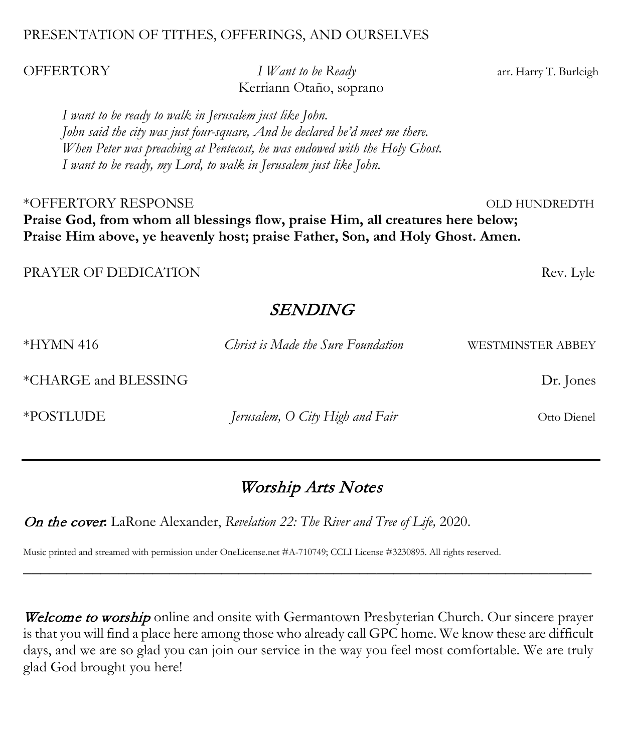PRESENTATION OF TITHES, OFFERINGS, AND OURSELVES

OFFERTORY *I Want to be Ready* arr. Harry T. Burleigh
Kerriann Otaño, soprano

*I want to be ready to walk in Jerusalem just like John.*
*John said the city was just four-square, And he declared he'd meet me there.*
*When Peter was preaching at Pentecost, he was endowed with the Holy Ghost.*
*I want to be ready, my Lord, to walk in Jerusalem just like John.*

*OFFERTORY RESPONSE OLD HUNDREDTH
**Praise God, from whom all blessings flow, praise Him, all creatures here below;**
**Praise Him above, ye heavenly host; praise Father, Son, and Holy Ghost. Amen.**

PRAYER OF DEDICATION Rev. Lyle

## *SENDING*

*HYMN 416 *Christ is Made the Sure Foundation* WESTMINSTER ABBEY

*CHARGE and BLESSING Dr. Jones

*POSTLUDE *Jerusalem, O City High and Fair* Otto Dienel

---

## *Worship Arts Notes*

***On the cover*:** LaRone Alexander, *Revelation 22: The River and Tree of Life,* 2020.

Music printed and streamed with permission under OneLicense.net #A-710749; CCLI License #3230895. All rights reserved.

---

***Welcome to worship*** online and onsite with Germantown Presbyterian Church. Our sincere prayer is that you will find a place here among those who already call GPC home. We know these are difficult days, and we are so glad you can join our service in the way you feel most comfortable. We are truly glad God brought you here!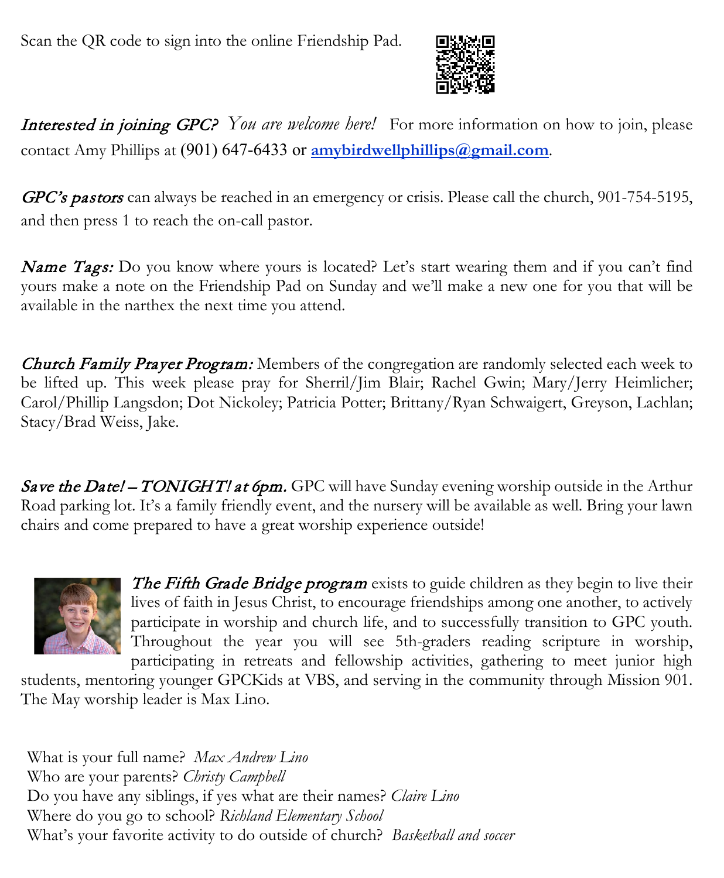Scan the QR code to sign into the online Friendship Pad.

*Interested in joining GPC?* *You are welcome here!* For more information on how to join, please contact Amy Phillips at (901) 647-6433 or **amybirdwellphillips@gmail.com**.

*GPC's pastors* can always be reached in an emergency or crisis. Please call the church, 901-754-5195, and then press 1 to reach the on-call pastor.

*Name Tags:* Do you know where yours is located? Let's start wearing them and if you can't find yours make a note on the Friendship Pad on Sunday and we'll make a new one for you that will be available in the narthex the next time you attend.

*Church Family Prayer Program:* Members of the congregation are randomly selected each week to be lifted up. This week please pray for Sherril/Jim Blair; Rachel Gwin; Mary/Jerry Heimlicher; Carol/Phillip Langsdon; Dot Nickoley; Patricia Potter; Brittany/Ryan Schwaigert, Greyson, Lachlan; Stacy/Brad Weiss, Jake.

*Save the Date! – TONIGHT! at 6pm.* GPC will have Sunday evening worship outside in the Arthur Road parking lot. It's a family friendly event, and the nursery will be available as well. Bring your lawn chairs and come prepared to have a great worship experience outside!

*The Fifth Grade Bridge program* exists to guide children as they begin to live their lives of faith in Jesus Christ, to encourage friendships among one another, to actively participate in worship and church life, and to successfully transition to GPC youth. Throughout the year you will see 5th-graders reading scripture in worship, participating in retreats and fellowship activities, gathering to meet junior high students, mentoring younger GPCKids at VBS, and serving in the community through Mission 901. The May worship leader is Max Lino.

What is your full name? *Max Andrew Lino*
Who are your parents? *Christy Campbell*
Do you have any siblings, if yes what are their names? *Claire Lino*
Where do you go to school? *Richland Elementary School*
What's your favorite activity to do outside of church? *Basketball and soccer*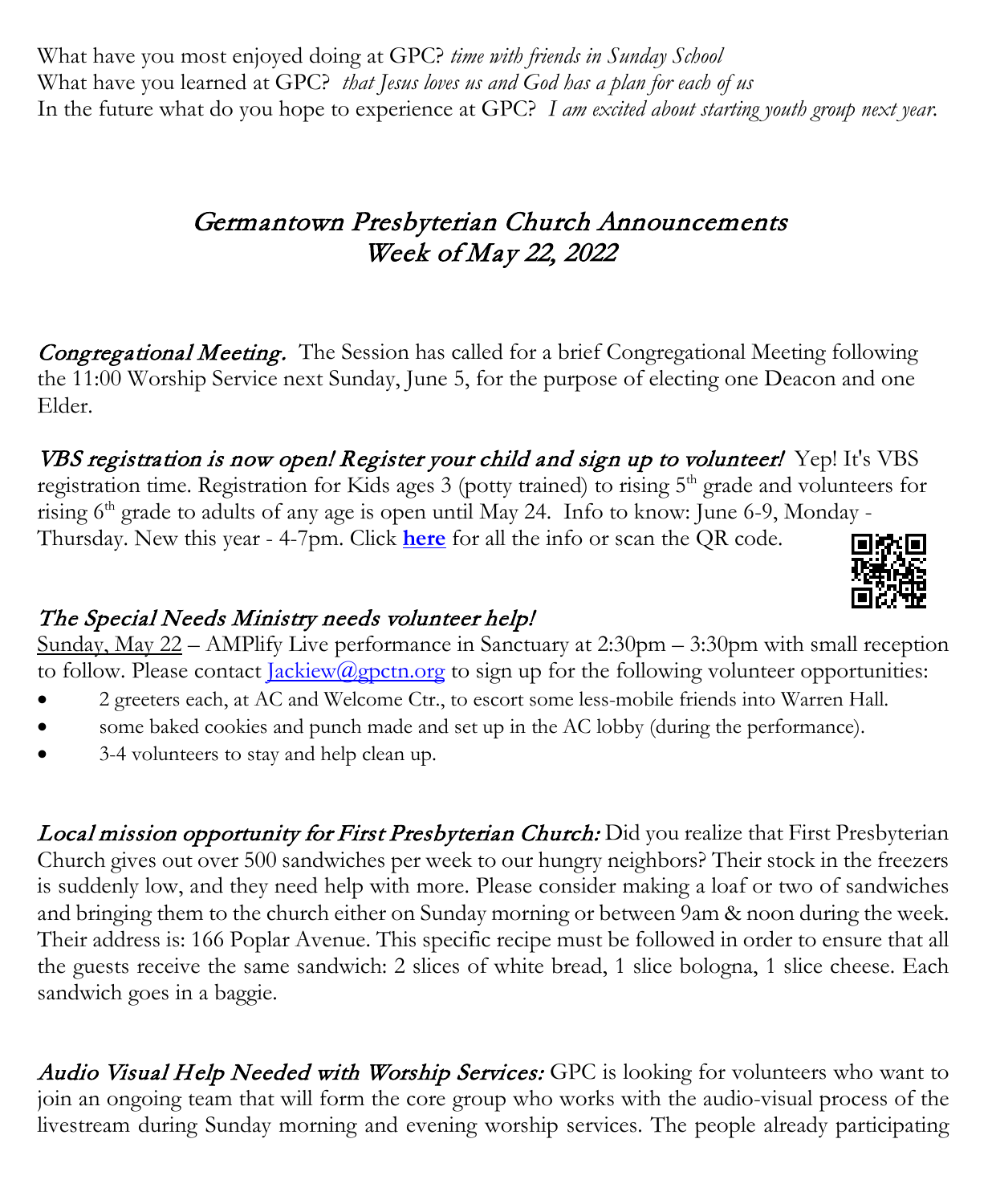What have you most enjoyed doing at GPC? *time with friends in Sunday School*
What have you learned at GPC? *that Jesus loves us and God has a plan for each of us*
In the future what do you hope to experience at GPC? *I am excited about starting youth group next year.*

# Germantown Presbyterian Church Announcements
# Week of May 22, 2022

*Congregational Meeting.* The Session has called for a brief Congregational Meeting following the 11:00 Worship Service next Sunday, June 5, for the purpose of electing one Deacon and one Elder.

*VBS registration is now open! Register your child and sign up to volunteer!* Yep! It's VBS registration time. Registration for Kids ages 3 (potty trained) to rising 5th grade and volunteers for rising 6th grade to adults of any age is open until May 24. Info to know: June 6-9, Monday - Thursday. New this year - 4-7pm. Click **here** for all the info or scan the QR code.

*The Special Needs Ministry needs volunteer help!*
Sunday, May 22 – AMPlify Live performance in Sanctuary at 2:30pm – 3:30pm with small reception to follow. Please contact Jackiew@gpctn.org to sign up for the following volunteer opportunities:

- 2 greeters each, at AC and Welcome Ctr., to escort some less-mobile friends into Warren Hall.
- some baked cookies and punch made and set up in the AC lobby (during the performance).
- 3-4 volunteers to stay and help clean up.

*Local mission opportunity for First Presbyterian Church:* Did you realize that First Presbyterian Church gives out over 500 sandwiches per week to our hungry neighbors? Their stock in the freezers is suddenly low, and they need help with more. Please consider making a loaf or two of sandwiches and bringing them to the church either on Sunday morning or between 9am & noon during the week. Their address is: 166 Poplar Avenue. This specific recipe must be followed in order to ensure that all the guests receive the same sandwich: 2 slices of white bread, 1 slice bologna, 1 slice cheese. Each sandwich goes in a baggie.

*Audio Visual Help Needed with Worship Services:* GPC is looking for volunteers who want to join an ongoing team that will form the core group who works with the audio-visual process of the livestream during Sunday morning and evening worship services. The people already participating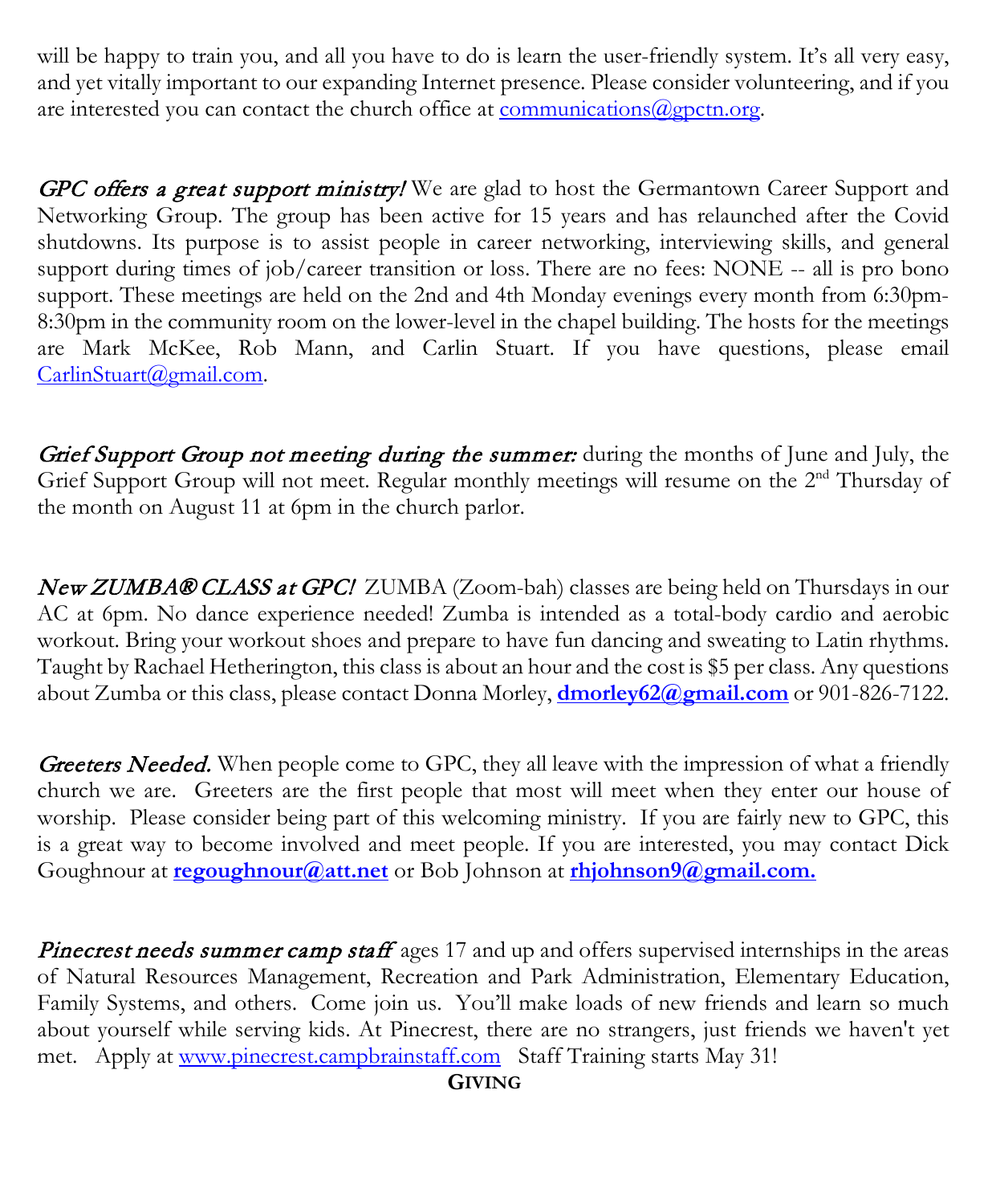will be happy to train you, and all you have to do is learn the user-friendly system. It's all very easy, and yet vitally important to our expanding Internet presence. Please consider volunteering, and if you are interested you can contact the church office at communications@gpctn.org.

*GPC offers a great support ministry!* We are glad to host the Germantown Career Support and Networking Group. The group has been active for 15 years and has relaunched after the Covid shutdowns. Its purpose is to assist people in career networking, interviewing skills, and general support during times of job/career transition or loss. There are no fees: NONE -- all is pro bono support. These meetings are held on the 2nd and 4th Monday evenings every month from 6:30pm-8:30pm in the community room on the lower-level in the chapel building. The hosts for the meetings are Mark McKee, Rob Mann, and Carlin Stuart. If you have questions, please email CarlinStuart@gmail.com.

*Grief Support Group not meeting during the summer:* during the months of June and July, the Grief Support Group will not meet. Regular monthly meetings will resume on the 2nd Thursday of the month on August 11 at 6pm in the church parlor.

*New ZUMBA® CLASS at GPC!* ZUMBA (Zoom-bah) classes are being held on Thursdays in our AC at 6pm. No dance experience needed! Zumba is intended as a total-body cardio and aerobic workout. Bring your workout shoes and prepare to have fun dancing and sweating to Latin rhythms. Taught by Rachael Hetherington, this class is about an hour and the cost is $5 per class. Any questions about Zumba or this class, please contact Donna Morley, **dmorley62@gmail.com** or 901-826-7122.

*Greeters Needed.* When people come to GPC, they all leave with the impression of what a friendly church we are. Greeters are the first people that most will meet when they enter our house of worship. Please consider being part of this welcoming ministry. If you are fairly new to GPC, this is a great way to become involved and meet people. If you are interested, you may contact Dick Goughnour at **regoughnour@att.net** or Bob Johnson at **rhjohnson9@gmail.com.**

*Pinecrest needs summer camp staff* ages 17 and up and offers supervised internships in the areas of Natural Resources Management, Recreation and Park Administration, Elementary Education, Family Systems, and others. Come join us. You'll make loads of new friends and learn so much about yourself while serving kids. At Pinecrest, there are no strangers, just friends we haven't yet met. Apply at www.pinecrest.campbrainstaff.com Staff Training starts May 31!

**GIVING**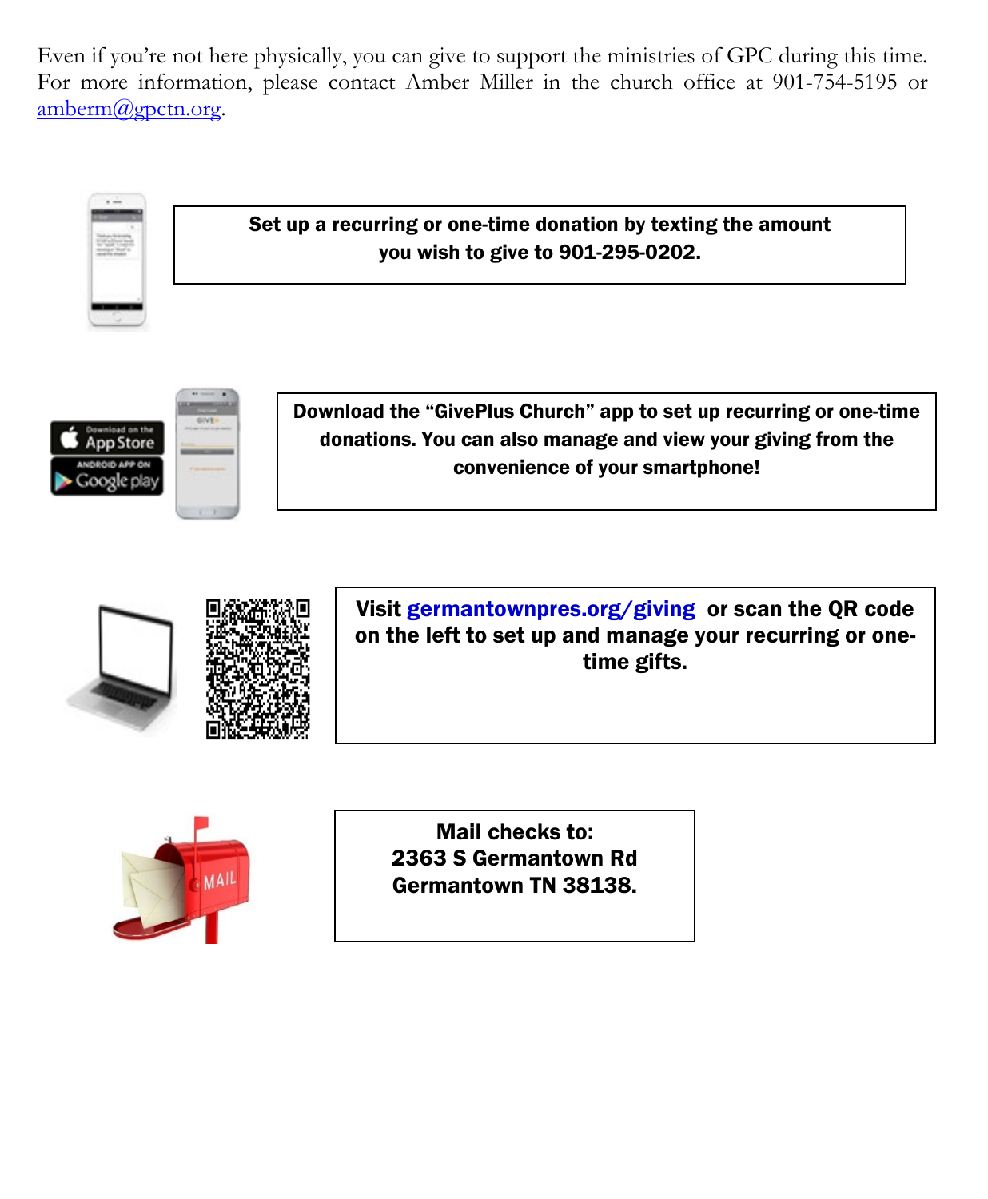Even if you're not here physically, you can give to support the ministries of GPC during this time. For more information, please contact Amber Miller in the church office at 901-754-5195 or amberm@gpctn.org.

**Set up a recurring or one-time donation by texting the amount you wish to give to 901-295-0202.**

**Download the "GivePlus Church" app to set up recurring or one-time donations. You can also manage and view your giving from the convenience of your smartphone!**

**Visit germantownpres.org/giving or scan the QR code on the left to set up and manage your recurring or one-time gifts.**

**Mail checks to:**
**2363 S Germantown Rd**
**Germantown TN 38138.**